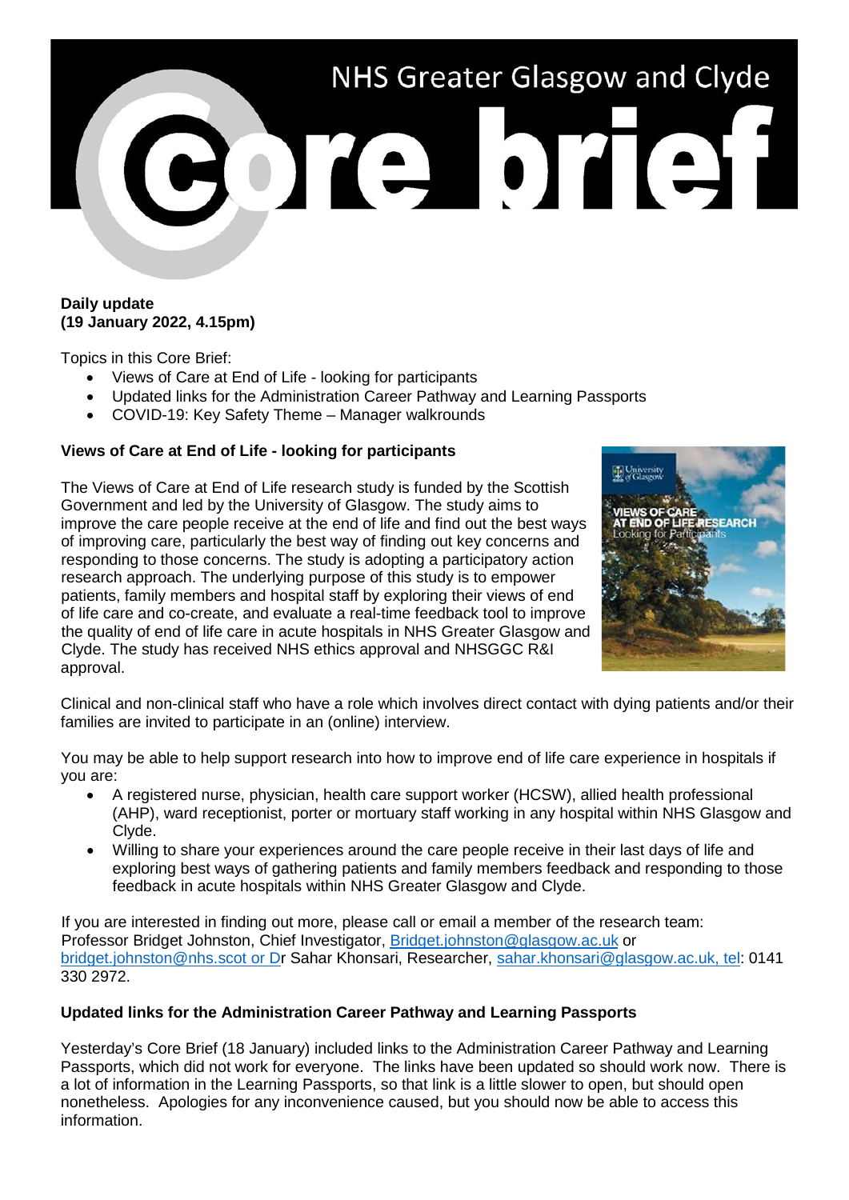# NHS Greater Glasgow and Clyde Core brief

**Daily update**
**(19 January 2022, 4.15pm)**

Topics in this Core Brief:

- Views of Care at End of Life - looking for participants
- Updated links for the Administration Career Pathway and Learning Passports
- COVID-19: Key Safety Theme – Manager walkrounds

**Views of Care at End of Life - looking for participants**

The Views of Care at End of Life research study is funded by the Scottish Government and led by the University of Glasgow. The study aims to improve the care people receive at the end of life and find out the best ways of improving care, particularly the best way of finding out key concerns and responding to those concerns. The study is adopting a participatory action research approach. The underlying purpose of this study is to empower patients, family members and hospital staff by exploring their views of end of life care and co-create, and evaluate a real-time feedback tool to improve the quality of end of life care in acute hospitals in NHS Greater Glasgow and Clyde. The study has received NHS ethics approval and NHSGGC R&I approval.

Clinical and non-clinical staff who have a role which involves direct contact with dying patients and/or their families are invited to participate in an (online) interview.

You may be able to help support research into how to improve end of life care experience in hospitals if you are:

- A registered nurse, physician, health care support worker (HCSW), allied health professional (AHP), ward receptionist, porter or mortuary staff working in any hospital within NHS Glasgow and Clyde.
- Willing to share your experiences around the care people receive in their last days of life and exploring best ways of gathering patients and family members feedback and responding to those feedback in acute hospitals within NHS Greater Glasgow and Clyde.

If you are interested in finding out more, please call or email a member of the research team: Professor Bridget Johnston, Chief Investigator, Bridget.johnston@glasgow.ac.uk or bridget.johnston@nhs.scot or Dr Sahar Khonsari, Researcher, sahar.khonsari@glasgow.ac.uk, tel: 0141 330 2972.

**Updated links for the Administration Career Pathway and Learning Passports**

Yesterday's Core Brief (18 January) included links to the Administration Career Pathway and Learning Passports, which did not work for everyone. The links have been updated so should work now. There is a lot of information in the Learning Passports, so that link is a little slower to open, but should open nonetheless. Apologies for any inconvenience caused, but you should now be able to access this information.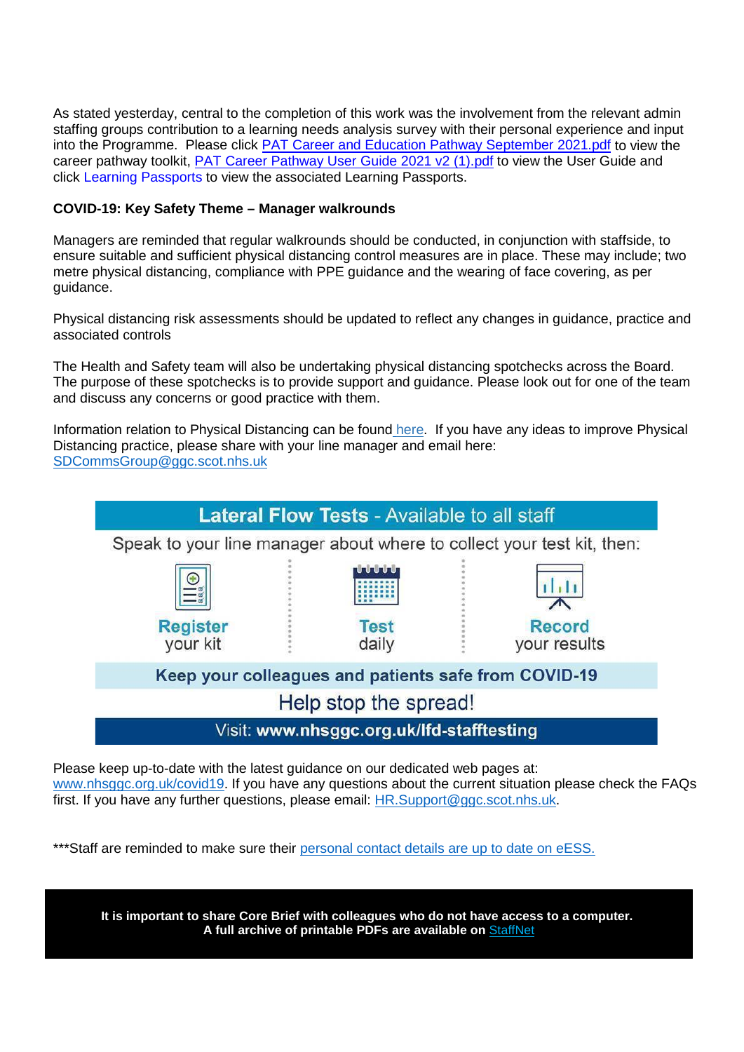As stated yesterday, central to the completion of this work was the involvement from the relevant admin staffing groups contribution to a learning needs analysis survey with their personal experience and input into the Programme. Please click PAT Career and Education Pathway September 2021.pdf to view the career pathway toolkit, PAT Career Pathway User Guide 2021 v2 (1).pdf to view the User Guide and click Learning Passports to view the associated Learning Passports.

**COVID-19: Key Safety Theme – Manager walkrounds**

Managers are reminded that regular walkrounds should be conducted, in conjunction with staffside, to ensure suitable and sufficient physical distancing control measures are in place. These may include; two metre physical distancing, compliance with PPE guidance and the wearing of face covering, as per guidance.

Physical distancing risk assessments should be updated to reflect any changes in guidance, practice and associated controls

The Health and Safety team will also be undertaking physical distancing spotchecks across the Board. The purpose of these spotchecks is to provide support and guidance. Please look out for one of the team and discuss any concerns or good practice with them.

Information relation to Physical Distancing can be found here. If you have any ideas to improve Physical Distancing practice, please share with your line manager and email here: SDCommsGroup@ggc.scot.nhs.uk

**Lateral Flow Tests** - Available to all staff

Speak to your line manager about where to collect your test kit, then:

**Register** your kit

**Test** daily

**Record** your results

**Keep your colleagues and patients safe from COVID-19**

Help stop the spread!

Visit: **www.nhsggc.org.uk/lfd-stafftesting**

Please keep up-to-date with the latest guidance on our dedicated web pages at: www.nhsggc.org.uk/covid19. If you have any questions about the current situation please check the FAQs first. If you have any further questions, please email: HR.Support@ggc.scot.nhs.uk.

***Staff are reminded to make sure their personal contact details are up to date on eESS.

**It is important to share Core Brief with colleagues who do not have access to a computer.**
**A full archive of printable PDFs are available on StaffNet**